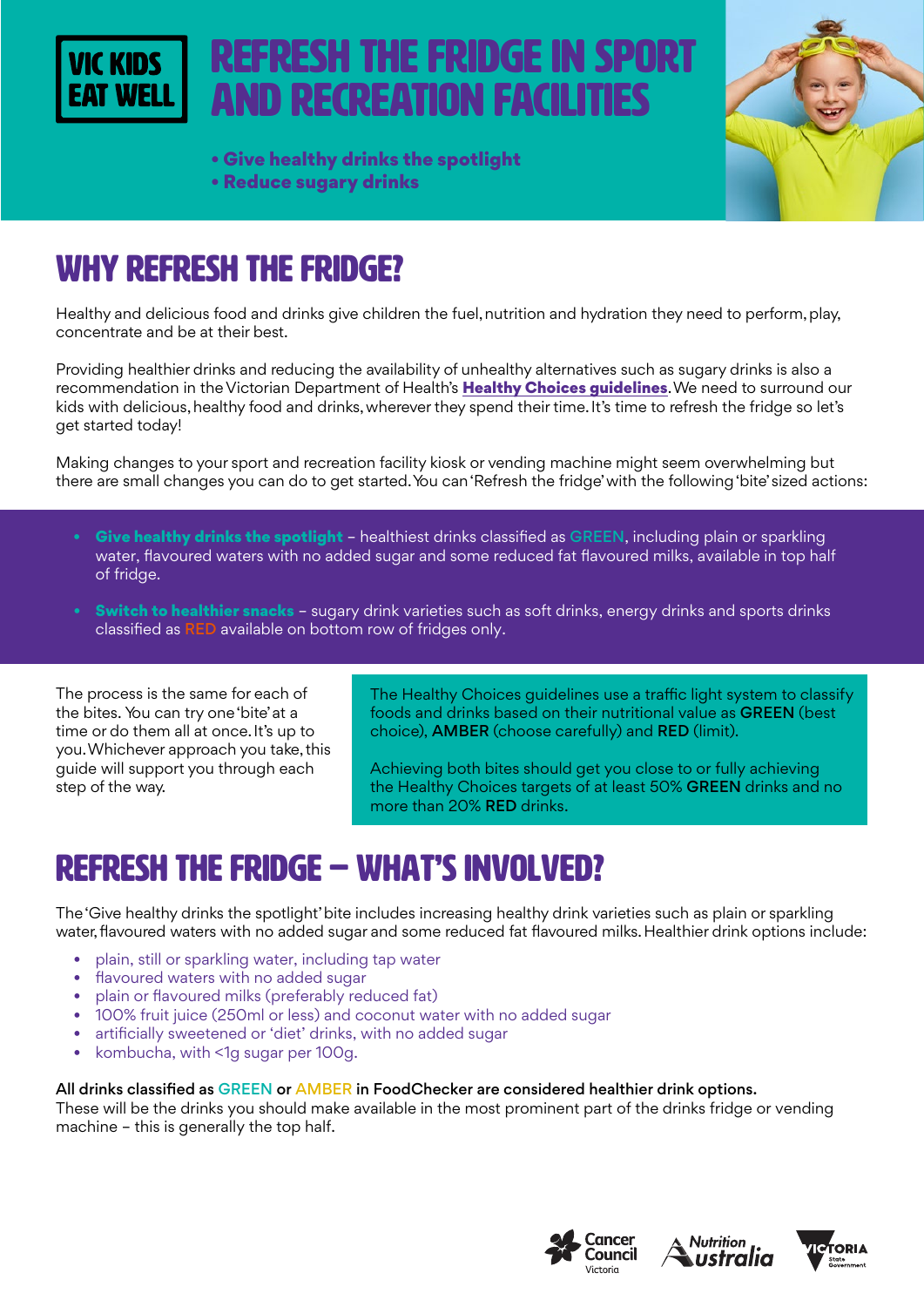VIC KIDS EAT WELL

# REFRESH THE FRIDGE IN SPORT AND RECREATION FACILITIES

- **Give healthy drinks the spotlight**
- **Reduce sugary drinks**

## WHY REFRESH THE FRIDGE?

Healthy and delicious food and drinks give children the fuel, nutrition and hydration they need to perform, play, concentrate and be at their best.

Providing healthier drinks and reducing the availability of unhealthy alternatives such as sugary drinks is also a recommendation in the Victorian Department of Health's **Healthy Choices guidelines**. We need to surround our kids with delicious, healthy food and drinks, wherever they spend their time. It's time to refresh the fridge so let's get started today!

Making changes to your sport and recreation facility kiosk or vending machine might seem overwhelming but there are small changes you can do to get started. You can 'Refresh the fridge' with the following 'bite' sized actions:

- **Give healthy drinks the spotlight** – healthiest drinks classified as GREEN, including plain or sparkling water, flavoured waters with no added sugar and some reduced fat flavoured milks, available in top half of fridge.
- **Switch to healthier snacks** – sugary drink varieties such as soft drinks, energy drinks and sports drinks classified as RED available on bottom row of fridges only.

The process is the same for each of the bites. You can try one 'bite' at a time or do them all at once. It's up to you. Whichever approach you take, this guide will support you through each step of the way.

The Healthy Choices guidelines use a traffic light system to classify foods and drinks based on their nutritional value as **GREEN** (best choice), **AMBER** (choose carefully) and **RED** (limit).

Achieving both bites should get you close to or fully achieving the Healthy Choices targets of at least 50% **GREEN** drinks and no more than 20% **RED** drinks.

## REFRESH THE FRIDGE – WHAT'S INVOLVED?

The 'Give healthy drinks the spotlight' bite includes increasing healthy drink varieties such as plain or sparkling water, flavoured waters with no added sugar and some reduced fat flavoured milks. Healthier drink options include:

- plain, still or sparkling water, including tap water
- flavoured waters with no added sugar
- plain or flavoured milks (preferably reduced fat)
- 100% fruit juice (250ml or less) and coconut water with no added sugar
- artificially sweetened or 'diet' drinks, with no added sugar
- kombucha, with <1g sugar per 100g.

**All drinks classified as GREEN or AMBER in FoodChecker are considered healthier drink options.**
These will be the drinks you should make available in the most prominent part of the drinks fridge or vending machine – this is generally the top half.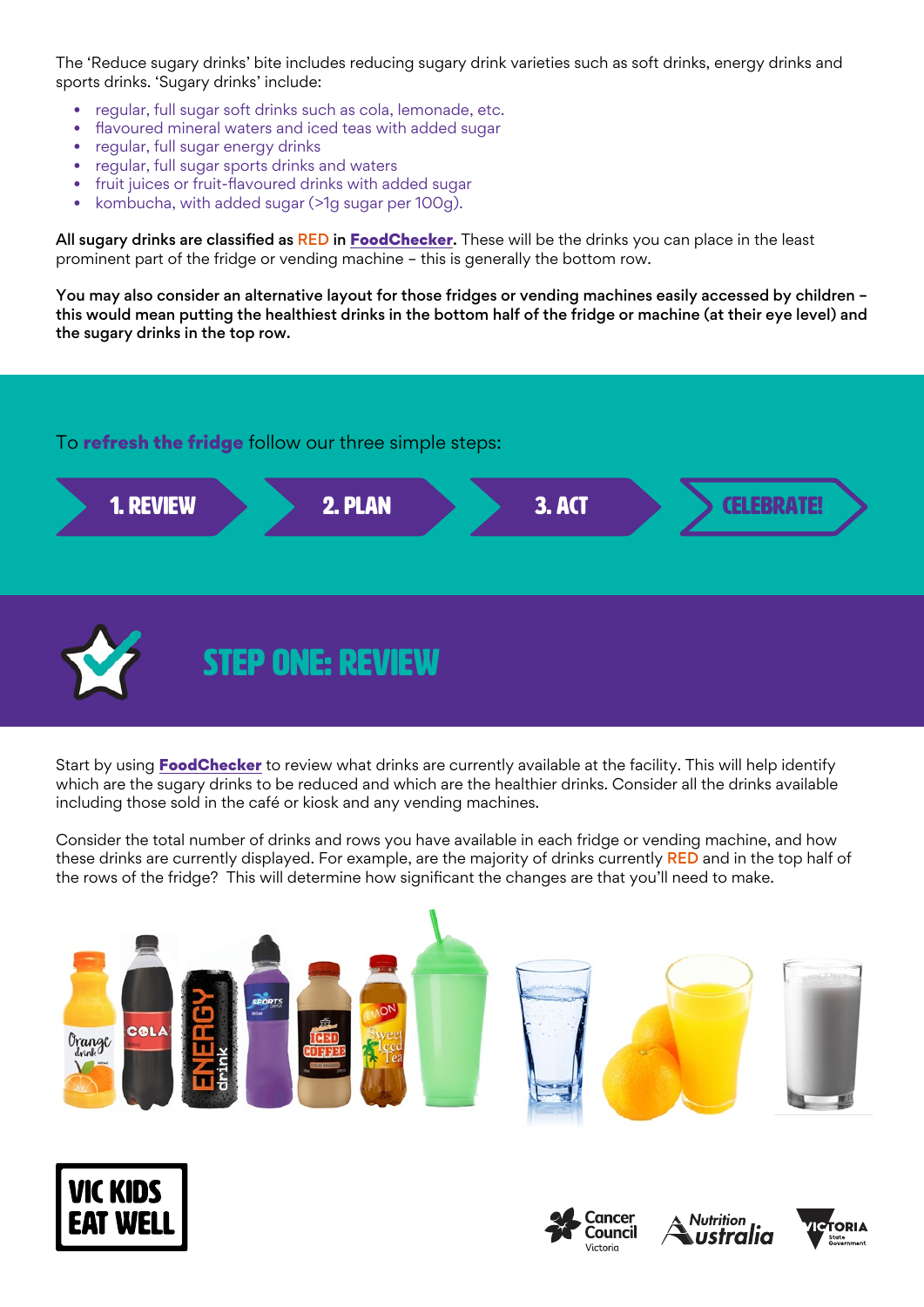The 'Reduce sugary drinks' bite includes reducing sugary drink varieties such as soft drinks, energy drinks and sports drinks. 'Sugary drinks' include:

- regular, full sugar soft drinks such as cola, lemonade, etc.
- flavoured mineral waters and iced teas with added sugar
- regular, full sugar energy drinks
- regular, full sugar sports drinks and waters
- fruit juices or fruit-flavoured drinks with added sugar
- kombucha, with added sugar (>1g sugar per 100g).

**All sugary drinks are classified as RED in FoodChecker.** These will be the drinks you can place in the least prominent part of the fridge or vending machine – this is generally the bottom row.

**You may also consider an alternative layout for those fridges or vending machines easily accessed by children – this would mean putting the healthiest drinks in the bottom half of the fridge or machine (at their eye level) and the sugary drinks in the top row.**

To **refresh the fridge** follow our three simple steps:

**1. REVIEW** → **2. PLAN** → **3. ACT** → **CELEBRATE!**

## STEP ONE: REVIEW

Start by using **FoodChecker** to review what drinks are currently available at the facility. This will help identify which are the sugary drinks to be reduced and which are the healthier drinks. Consider all the drinks available including those sold in the café or kiosk and any vending machines.

Consider the total number of drinks and rows you have available in each fridge or vending machine, and how these drinks are currently displayed. For example, are the majority of drinks currently RED and in the top half of the rows of the fridge? This will determine how significant the changes are that you'll need to make.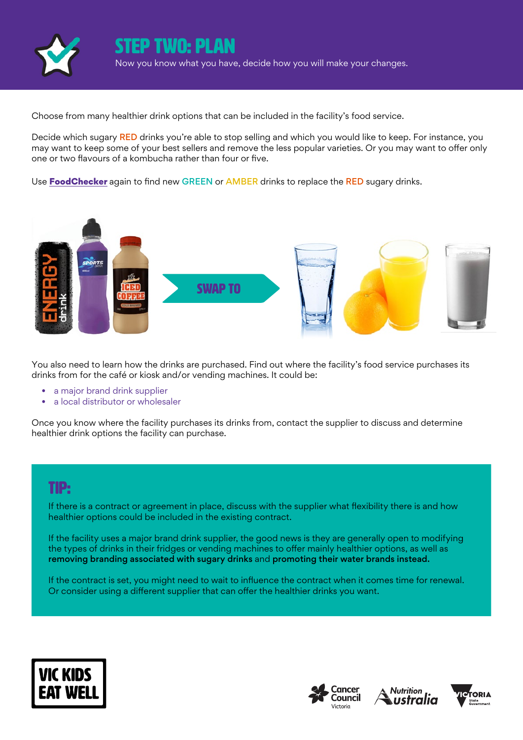# STEP TWO: PLAN

Now you know what you have, decide how you will make your changes.

Choose from many healthier drink options that can be included in the facility's food service.

Decide which sugary RED drinks you're able to stop selling and which you would like to keep. For instance, you may want to keep some of your best sellers and remove the less popular varieties. Or you may want to offer only one or two flavours of a kombucha rather than four or five.

Use **FoodChecker** again to find new GREEN or AMBER drinks to replace the RED sugary drinks.

SWAP TO

You also need to learn how the drinks are purchased. Find out where the facility's food service purchases its drinks from for the café or kiosk and/or vending machines. It could be:

- a major brand drink supplier
- a local distributor or wholesaler

Once you know where the facility purchases its drinks from, contact the supplier to discuss and determine healthier drink options the facility can purchase.

## TIP:

If there is a contract or agreement in place, discuss with the supplier what flexibility there is and how healthier options could be included in the existing contract.

If the facility uses a major brand drink supplier, the good news is they are generally open to modifying the types of drinks in their fridges or vending machines to offer mainly healthier options, as well as **removing branding associated with sugary drinks** and **promoting their water brands instead.**

If the contract is set, you might need to wait to influence the contract when it comes time for renewal. Or consider using a different supplier that can offer the healthier drinks you want.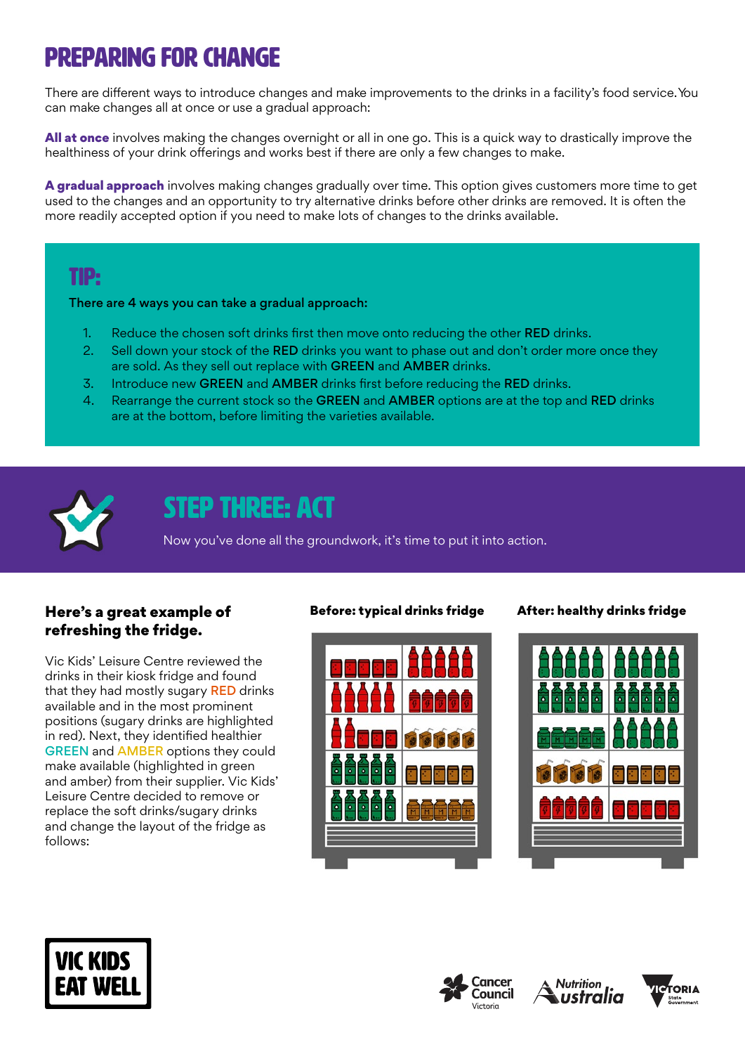# PREPARING FOR CHANGE

There are different ways to introduce changes and make improvements to the drinks in a facility's food service. You can make changes all at once or use a gradual approach:

**All at once** involves making the changes overnight or all in one go. This is a quick way to drastically improve the healthiness of your drink offerings and works best if there are only a few changes to make.

**A gradual approach** involves making changes gradually over time. This option gives customers more time to get used to the changes and an opportunity to try alternative drinks before other drinks are removed. It is often the more readily accepted option if you need to make lots of changes to the drinks available.

## TIP:

**There are 4 ways you can take a gradual approach:**

1. Reduce the chosen soft drinks first then move onto reducing the other **RED** drinks.
2. Sell down your stock of the **RED** drinks you want to phase out and don't order more once they are sold. As they sell out replace with **GREEN** and **AMBER** drinks.
3. Introduce new **GREEN** and **AMBER** drinks first before reducing the **RED** drinks.
4. Rearrange the current stock so the **GREEN** and **AMBER** options are at the top and **RED** drinks are at the bottom, before limiting the varieties available.

# STEP THREE: ACT

Now you've done all the groundwork, it's time to put it into action.

### Here's a great example of refreshing the fridge.

Vic Kids' Leisure Centre reviewed the drinks in their kiosk fridge and found that they had mostly sugary RED drinks available and in the most prominent positions (sugary drinks are highlighted in red). Next, they identified healthier GREEN and AMBER options they could make available (highlighted in green and amber) from their supplier. Vic Kids' Leisure Centre decided to remove or replace the soft drinks/sugary drinks and change the layout of the fridge as follows:

**Before: typical drinks fridge**

**After: healthy drinks fridge**

VIC KIDS EAT WELL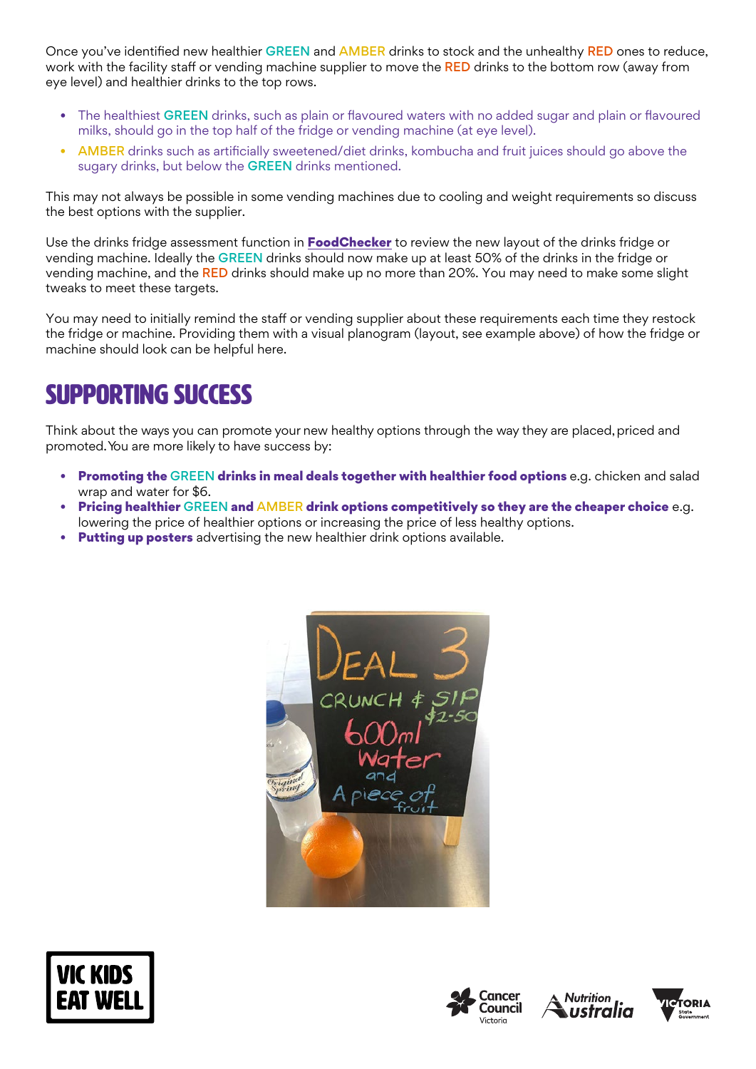Once you've identified new healthier GREEN and AMBER drinks to stock and the unhealthy RED ones to reduce, work with the facility staff or vending machine supplier to move the RED drinks to the bottom row (away from eye level) and healthier drinks to the top rows.

- The healthiest GREEN drinks, such as plain or flavoured waters with no added sugar and plain or flavoured milks, should go in the top half of the fridge or vending machine (at eye level).
- AMBER drinks such as artificially sweetened/diet drinks, kombucha and fruit juices should go above the sugary drinks, but below the GREEN drinks mentioned.

This may not always be possible in some vending machines due to cooling and weight requirements so discuss the best options with the supplier.

Use the drinks fridge assessment function in **FoodChecker** to review the new layout of the drinks fridge or vending machine. Ideally the GREEN drinks should now make up at least 50% of the drinks in the fridge or vending machine, and the RED drinks should make up no more than 20%. You may need to make some slight tweaks to meet these targets.

You may need to initially remind the staff or vending supplier about these requirements each time they restock the fridge or machine. Providing them with a visual planogram (layout, see example above) of how the fridge or machine should look can be helpful here.

## SUPPORTING SUCCESS

Think about the ways you can promote your new healthy options through the way they are placed, priced and promoted. You are more likely to have success by:

- **Promoting the GREEN drinks in meal deals together with healthier food options** e.g. chicken and salad wrap and water for $6.
- **Pricing healthier GREEN and AMBER drink options competitively so they are the cheaper choice** e.g. lowering the price of healthier options or increasing the price of less healthy options.
- **Putting up posters** advertising the new healthier drink options available.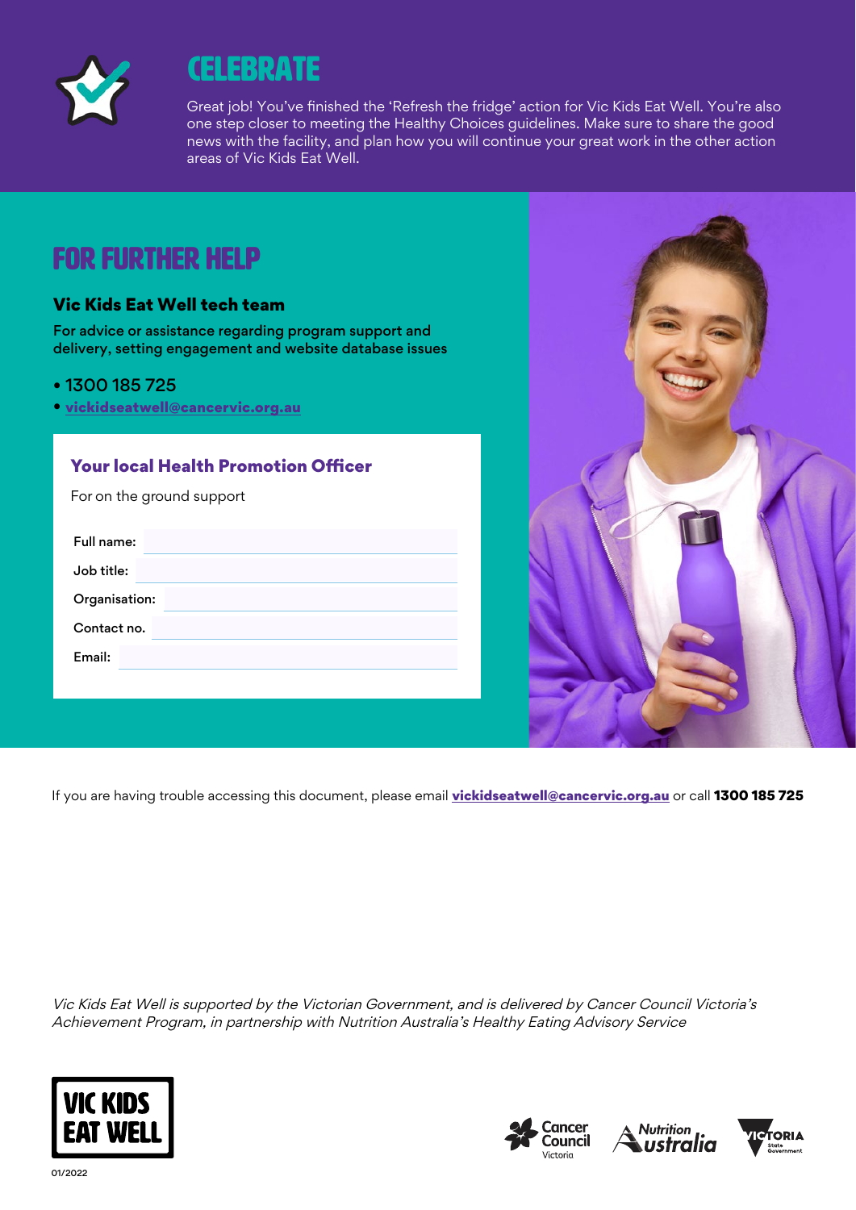# CELEBRATE

Great job! You've finished the 'Refresh the fridge' action for Vic Kids Eat Well. You're also one step closer to meeting the Healthy Choices guidelines. Make sure to share the good news with the facility, and plan how you will continue your great work in the other action areas of Vic Kids Eat Well.

## FOR FURTHER HELP

### Vic Kids Eat Well tech team

For advice or assistance regarding program support and delivery, setting engagement and website database issues

- 1300 185 725
- **vickidseatwell@cancervic.org.au**

### Your local Health Promotion Officer

For on the ground support

Full name:

Job title:

Organisation:

Contact no.

Email:

If you are having trouble accessing this document, please email **vickidseatwell@cancervic.org.au** or call **1300 185 725**

*Vic Kids Eat Well is supported by the Victorian Government, and is delivered by Cancer Council Victoria's Achievement Program, in partnership with Nutrition Australia's Healthy Eating Advisory Service*

VIC KIDS EAT WELL

Cancer Council Victoria   Nutrition Australia   VICTORIA State Government

01/2022